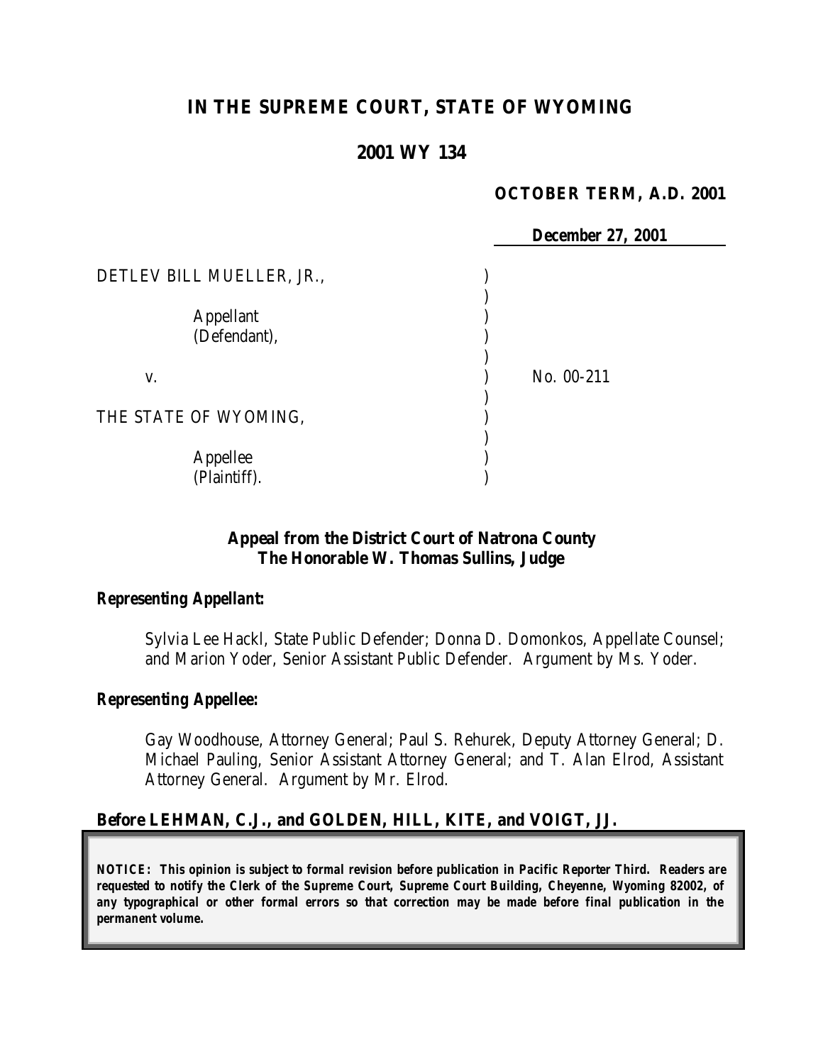# IN THE SUPREME COURT, STATE OF WYOMING

## 2001 WY 134

**OCTOBER TERM, A.D. 2001**

**December 27, 2001**

DETLEV BILL MUELLER, JR.,

Appellant (Defendant),

v. No. 00-211

THE STATE OF WYOMING,

Appellee (Plaintiff).

**Appeal from the District Court of Natrona County**
**The Honorable W. Thomas Sullins, Judge**

***Representing Appellant:***

Sylvia Lee Hackl, State Public Defender; Donna D. Domonkos, Appellate Counsel; and Marion Yoder, Senior Assistant Public Defender. Argument by Ms. Yoder.

***Representing Appellee:***

Gay Woodhouse, Attorney General; Paul S. Rehurek, Deputy Attorney General; D. Michael Pauling, Senior Assistant Attorney General; and T. Alan Elrod, Assistant Attorney General. Argument by Mr. Elrod.

**Before LEHMAN, C.J., and GOLDEN, HILL, KITE, and VOIGT, JJ.**

***NOTICE: This opinion is subject to formal revision before publication in Pacific Reporter Third. Readers are requested to notify the Clerk of the Supreme Court, Supreme Court Building, Cheyenne, Wyoming 82002, of any typographical or other formal errors so that correction may be made before final publication in the permanent volume.***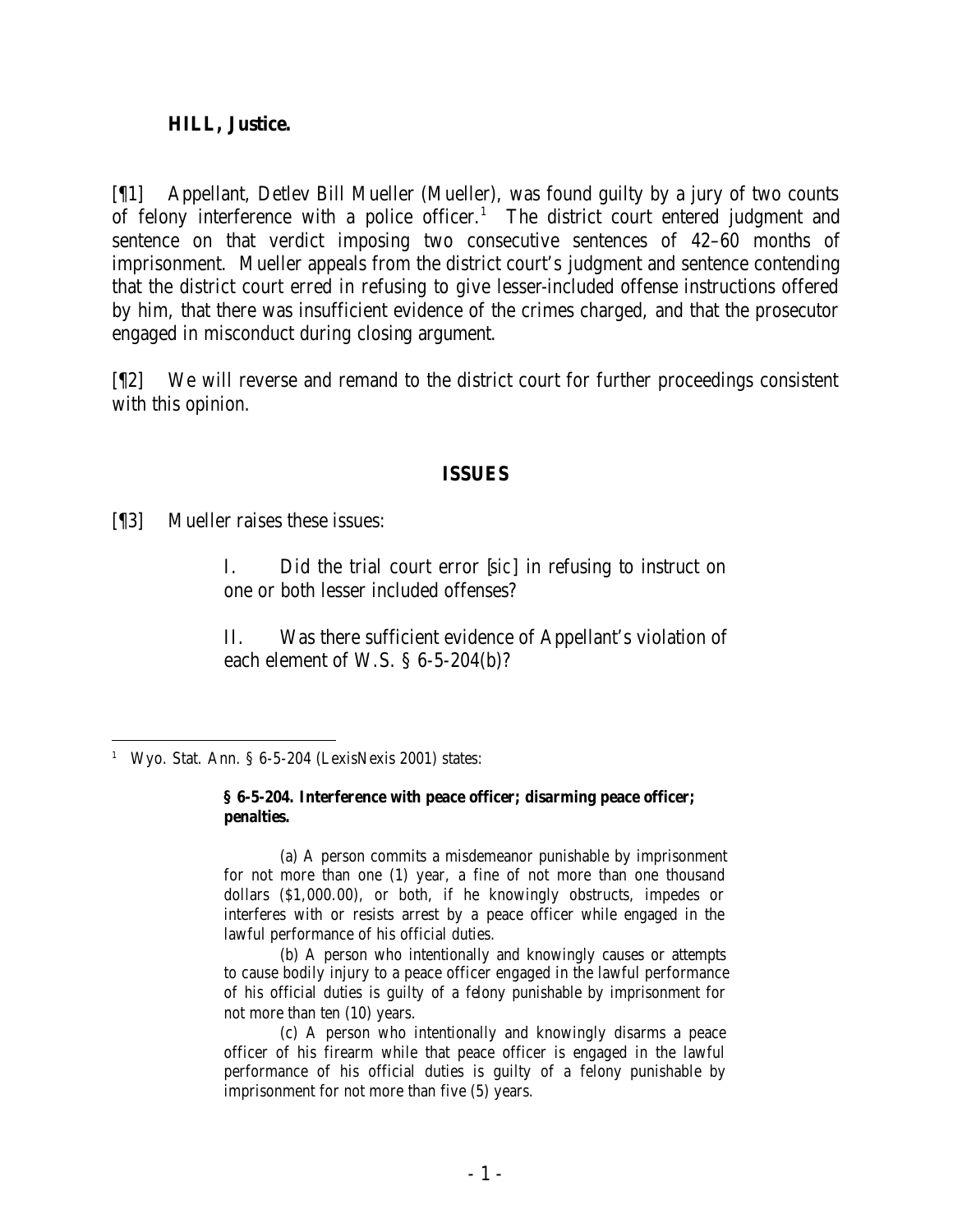**HILL, Justice.**

[¶1] Appellant, Detlev Bill Mueller (Mueller), was found guilty by a jury of two counts of felony interference with a police officer.[1] The district court entered judgment and sentence on that verdict imposing two consecutive sentences of 42–60 months of imprisonment. Mueller appeals from the district court's judgment and sentence contending that the district court erred in refusing to give lesser-included offense instructions offered by him, that there was insufficient evidence of the crimes charged, and that the prosecutor engaged in misconduct during closing argument.

[¶2] We will reverse and remand to the district court for further proceedings consistent with this opinion.

## ISSUES

[¶3] Mueller raises these issues:

> I. Did the trial court error [*sic*] in refusing to instruct on one or both lesser included offenses?
>
> II. Was there sufficient evidence of Appellant's violation of each element of W.S. § 6-5-204(b)?

---

[1] Wyo. Stat. Ann. § 6-5-204 (LexisNexis 2001) states:

> **§ 6-5-204. Interference with peace officer; disarming peace officer; penalties.**
>
> (a) A person commits a misdemeanor punishable by imprisonment for not more than one (1) year, a fine of not more than one thousand dollars ($1,000.00), or both, if he knowingly obstructs, impedes or interferes with or resists arrest by a peace officer while engaged in the lawful performance of his official duties.
>
> (b) A person who intentionally and knowingly causes or attempts to cause bodily injury to a peace officer engaged in the lawful performance of his official duties is guilty of a felony punishable by imprisonment for not more than ten (10) years.
>
> (c) A person who intentionally and knowingly disarms a peace officer of his firearm while that peace officer is engaged in the lawful performance of his official duties is guilty of a felony punishable by imprisonment for not more than five (5) years.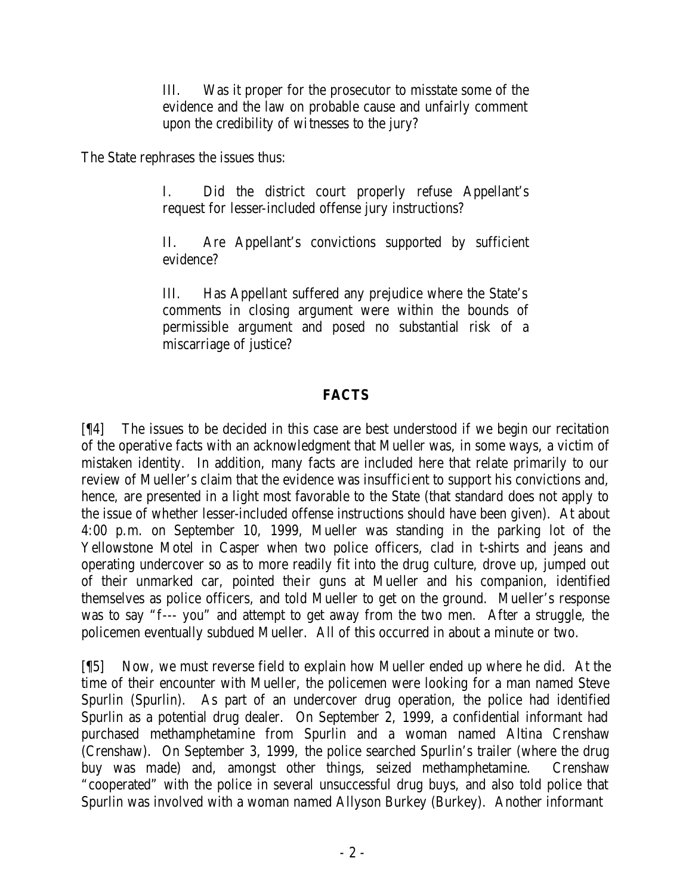> III. Was it proper for the prosecutor to misstate some of the evidence and the law on probable cause and unfairly comment upon the credibility of witnesses to the jury?

The State rephrases the issues thus:

> I. Did the district court properly refuse Appellant's request for lesser-included offense jury instructions?
>
> II. Are Appellant's convictions supported by sufficient evidence?
>
> III. Has Appellant suffered any prejudice where the State's comments in closing argument were within the bounds of permissible argument and posed no substantial risk of a miscarriage of justice?

## FACTS

[¶4] The issues to be decided in this case are best understood if we begin our recitation of the operative facts with an acknowledgment that Mueller was, in some ways, a victim of mistaken identity. In addition, many facts are included here that relate primarily to our review of Mueller's claim that the evidence was insufficient to support his convictions and, hence, are presented in a light most favorable to the State (that standard does not apply to the issue of whether lesser-included offense instructions should have been given). At about 4:00 p.m. on September 10, 1999, Mueller was standing in the parking lot of the Yellowstone Motel in Casper when two police officers, clad in t-shirts and jeans and operating undercover so as to more readily fit into the drug culture, drove up, jumped out of their unmarked car, pointed their guns at Mueller and his companion, identified themselves as police officers, and told Mueller to get on the ground. Mueller's response was to say "f--- you" and attempt to get away from the two men. After a struggle, the policemen eventually subdued Mueller. All of this occurred in about a minute or two.

[¶5] Now, we must reverse field to explain how Mueller ended up where he did. At the time of their encounter with Mueller, the policemen were looking for a man named Steve Spurlin (Spurlin). As part of an undercover drug operation, the police had identified Spurlin as a potential drug dealer. On September 2, 1999, a confidential informant had purchased methamphetamine from Spurlin and a woman named Altina Crenshaw (Crenshaw). On September 3, 1999, the police searched Spurlin's trailer (where the drug buy was made) and, amongst other things, seized methamphetamine. Crenshaw "cooperated" with the police in several unsuccessful drug buys, and also told police that Spurlin was involved with a woman named Allyson Burkey (Burkey). Another informant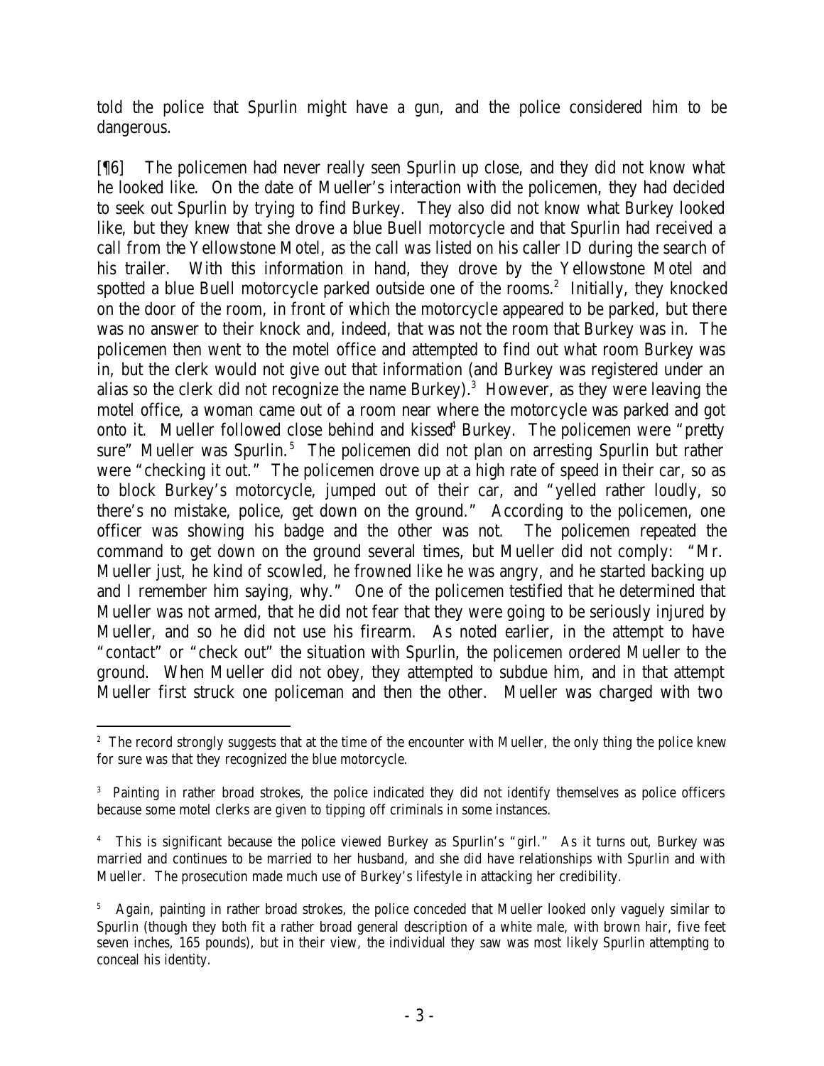told the police that Spurlin might have a gun, and the police considered him to be dangerous.

[¶6] The policemen had never really seen Spurlin up close, and they did not know what he looked like. On the date of Mueller's interaction with the policemen, they had decided to seek out Spurlin by trying to find Burkey. They also did not know what Burkey looked like, but they knew that she drove a blue Buell motorcycle and that Spurlin had received a call from the Yellowstone Motel, as the call was listed on his caller ID during the search of his trailer. With this information in hand, they drove by the Yellowstone Motel and spotted a blue Buell motorcycle parked outside one of the rooms.[2] Initially, they knocked on the door of the room, in front of which the motorcycle appeared to be parked, but there was no answer to their knock and, indeed, that was not the room that Burkey was in. The policemen then went to the motel office and attempted to find out what room Burkey was in, but the clerk would not give out that information (and Burkey was registered under an alias so the clerk did not recognize the name Burkey).[3] However, as they were leaving the motel office, a woman came out of a room near where the motorcycle was parked and got onto it. Mueller followed close behind and kissed[4] Burkey. The policemen were "pretty sure" Mueller was Spurlin.[5] The policemen did not plan on arresting Spurlin but rather were "checking it out." The policemen drove up at a high rate of speed in their car, so as to block Burkey's motorcycle, jumped out of their car, and "yelled rather loudly, so there's no mistake, police, get down on the ground." According to the policemen, one officer was showing his badge and the other was not. The policemen repeated the command to get down on the ground several times, but Mueller did not comply: "Mr. Mueller just, he kind of scowled, he frowned like he was angry, and he started backing up and I remember him saying, why." One of the policemen testified that he determined that Mueller was not armed, that he did not fear that they were going to be seriously injured by Mueller, and so he did not use his firearm. As noted earlier, in the attempt to have "contact" or "check out" the situation with Spurlin, the policemen ordered Mueller to the ground. When Mueller did not obey, they attempted to subdue him, and in that attempt Mueller first struck one policeman and then the other. Mueller was charged with two

---

[2] The record strongly suggests that at the time of the encounter with Mueller, the only thing the police knew for sure was that they recognized the blue motorcycle.

[3] Painting in rather broad strokes, the police indicated they did not identify themselves as police officers because some motel clerks are given to tipping off criminals in some instances.

[4] This is significant because the police viewed Burkey as Spurlin's "girl." As it turns out, Burkey was married and continues to be married to her husband, and she did have relationships with Spurlin and with Mueller. The prosecution made much use of Burkey's lifestyle in attacking her credibility.

[5] Again, painting in rather broad strokes, the police conceded that Mueller looked only vaguely similar to Spurlin (though they both fit a rather broad general description of a white male, with brown hair, five feet seven inches, 165 pounds), but in their view, the individual they saw was most likely Spurlin attempting to conceal his identity.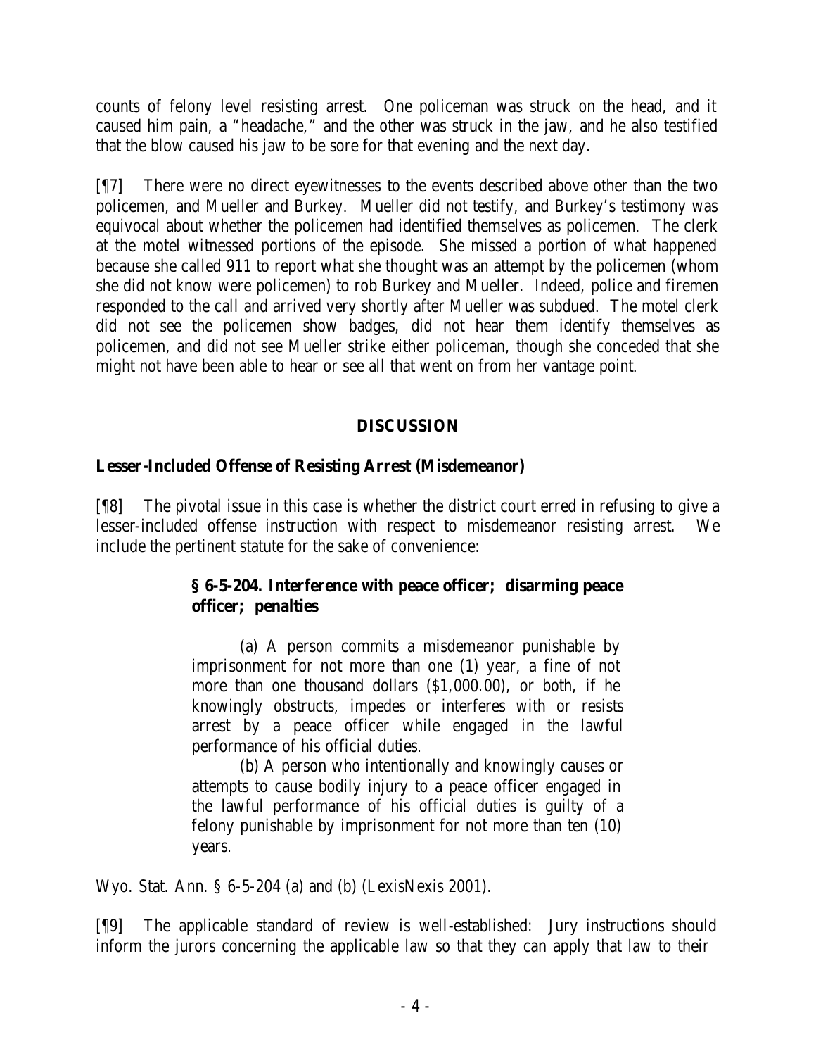counts of felony level resisting arrest. One policeman was struck on the head, and it caused him pain, a "headache," and the other was struck in the jaw, and he also testified that the blow caused his jaw to be sore for that evening and the next day.

[¶7] There were no direct eyewitnesses to the events described above other than the two policemen, and Mueller and Burkey. Mueller did not testify, and Burkey's testimony was equivocal about whether the policemen had identified themselves as policemen. The clerk at the motel witnessed portions of the episode. She missed a portion of what happened because she called 911 to report what she thought was an attempt by the policemen (whom she did not know were policemen) to rob Burkey and Mueller. Indeed, police and firemen responded to the call and arrived very shortly after Mueller was subdued. The motel clerk did not see the policemen show badges, did not hear them identify themselves as policemen, and did not see Mueller strike either policeman, though she conceded that she might not have been able to hear or see all that went on from her vantage point.

## DISCUSSION

### Lesser-Included Offense of Resisting Arrest (Misdemeanor)

[¶8] The pivotal issue in this case is whether the district court erred in refusing to give a lesser-included offense instruction with respect to misdemeanor resisting arrest. We include the pertinent statute for the sake of convenience:

> **§ 6-5-204. Interference with peace officer; disarming peace officer; penalties**
>
> (a) A person commits a misdemeanor punishable by imprisonment for not more than one (1) year, a fine of not more than one thousand dollars ($1,000.00), or both, if he knowingly obstructs, impedes or interferes with or resists arrest by a peace officer while engaged in the lawful performance of his official duties.
>
> (b) A person who intentionally and knowingly causes or attempts to cause bodily injury to a peace officer engaged in the lawful performance of his official duties is guilty of a felony punishable by imprisonment for not more than ten (10) years.

Wyo. Stat. Ann. § 6-5-204 (a) and (b) (LexisNexis 2001).

[¶9] The applicable standard of review is well-established: Jury instructions should inform the jurors concerning the applicable law so that they can apply that law to their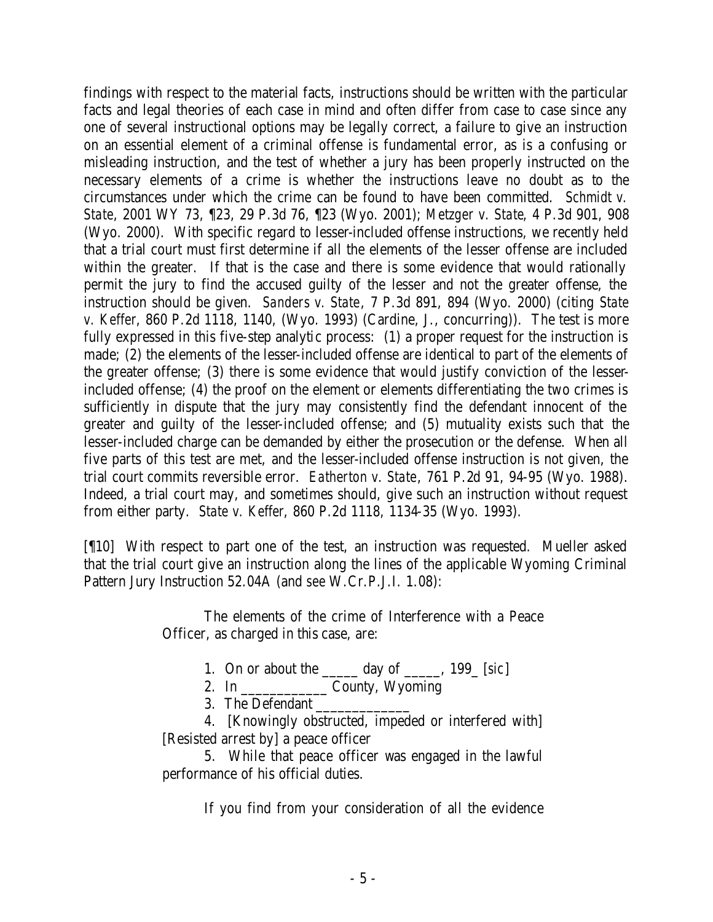findings with respect to the material facts, instructions should be written with the particular facts and legal theories of each case in mind and often differ from case to case since any one of several instructional options may be legally correct, a failure to give an instruction on an essential element of a criminal offense is fundamental error, as is a confusing or misleading instruction, and the test of whether a jury has been properly instructed on the necessary elements of a crime is whether the instructions leave no doubt as to the circumstances under which the crime can be found to have been committed. *Schmidt v. State*, 2001 WY 73, ¶23, 29 P.3d 76, ¶23 (Wyo. 2001); *Metzger v. State*, 4 P.3d 901, 908 (Wyo. 2000). With specific regard to lesser-included offense instructions, we recently held that a trial court must first determine if all the elements of the lesser offense are included within the greater. If that is the case and there is some evidence that would rationally permit the jury to find the accused guilty of the lesser and not the greater offense, the instruction should be given. *Sanders v. State*, 7 P.3d 891, 894 (Wyo. 2000) (citing *State v. Keffer*, 860 P.2d 1118, 1140, (Wyo. 1993) (Cardine, J., concurring)). The test is more fully expressed in this five-step analytic process: (1) a proper request for the instruction is made; (2) the elements of the lesser-included offense are identical to part of the elements of the greater offense; (3) there is some evidence that would justify conviction of the lesser-included offense; (4) the proof on the element or elements differentiating the two crimes is sufficiently in dispute that the jury may consistently find the defendant innocent of the greater and guilty of the lesser-included offense; and (5) mutuality exists such that the lesser-included charge can be demanded by either the prosecution or the defense. When all five parts of this test are met, and the lesser-included offense instruction is not given, the trial court commits reversible error. *Eatherton v. State*, 761 P.2d 91, 94-95 (Wyo. 1988). Indeed, a trial court may, and sometimes should, give such an instruction without request from either party. *State v. Keffer*, 860 P.2d 1118, 1134-35 (Wyo. 1993).

[¶10] With respect to part one of the test, an instruction was requested. Mueller asked that the trial court give an instruction along the lines of the applicable Wyoming Criminal Pattern Jury Instruction 52.04A (and *see* W.Cr.P.J.I. 1.08):

> The elements of the crime of Interference with a Peace Officer, as charged in this case, are:
>
> 1. On or about the _____ day of _____, 199_ [*sic*]
> 2. In ___________ County, Wyoming
> 3. The Defendant ____________
> 4. [Knowingly obstructed, impeded or interfered with] [Resisted arrest by] a peace officer
> 5. While that peace officer was engaged in the lawful performance of his official duties.
>
> If you find from your consideration of all the evidence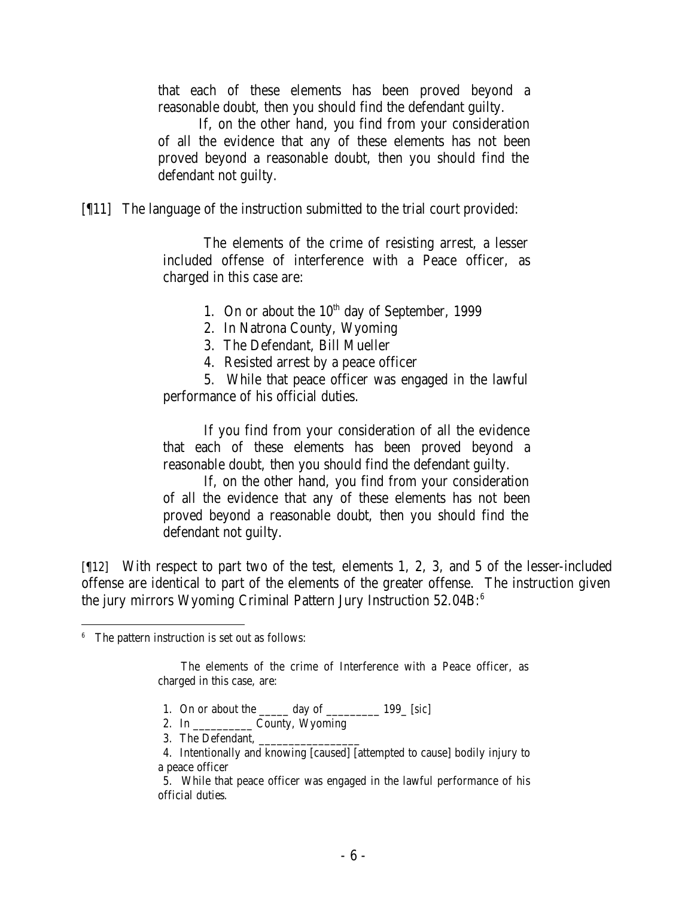> that each of these elements has been proved beyond a reasonable doubt, then you should find the defendant guilty.
>
> If, on the other hand, you find from your consideration of all the evidence that any of these elements has not been proved beyond a reasonable doubt, then you should find the defendant not guilty.

[¶11] The language of the instruction submitted to the trial court provided:

> The elements of the crime of resisting arrest, a lesser included offense of interference with a Peace officer, as charged in this case are:
>
> 1. On or about the 10th day of September, 1999
> 2. In Natrona County, Wyoming
> 3. The Defendant, Bill Mueller
> 4. Resisted arrest by a peace officer
> 5. While that peace officer was engaged in the lawful performance of his official duties.
>
> If you find from your consideration of all the evidence that each of these elements has been proved beyond a reasonable doubt, then you should find the defendant guilty.
>
> If, on the other hand, you find from your consideration of all the evidence that any of these elements has not been proved beyond a reasonable doubt, then you should find the defendant not guilty.

[¶12] With respect to part two of the test, elements 1, 2, 3, and 5 of the lesser-included offense are identical to part of the elements of the greater offense. The instruction given the jury mirrors Wyoming Criminal Pattern Jury Instruction 52.04B:[6]

---

[6] The pattern instruction is set out as follows:

> The elements of the crime of Interference with a Peace officer, as charged in this case, are:
>
> 1. On or about the _____ day of _________ 199_ [sic]
> 2. In __________ County, Wyoming
> 3. The Defendant, _________________
> 4. Intentionally and knowing [caused] [attempted to cause] bodily injury to a peace officer
> 5. While that peace officer was engaged in the lawful performance of his official duties.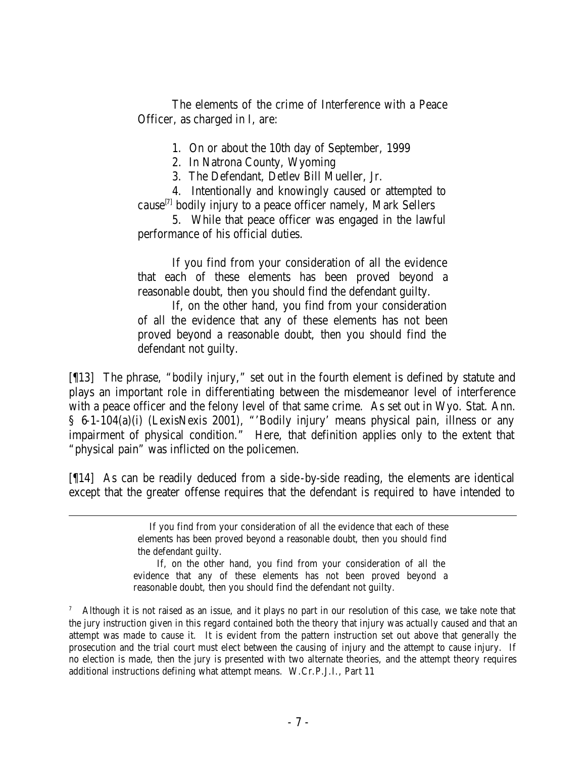The elements of the crime of Interference with a Peace Officer, as charged in I, are:

> 1. On or about the 10th day of September, 1999
> 2. In Natrona County, Wyoming
> 3. The Defendant, Detlev Bill Mueller, Jr.
> 4. Intentionally and knowingly caused or attempted to cause[7] bodily injury to a peace officer namely, Mark Sellers
> 5. While that peace officer was engaged in the lawful performance of his official duties.

If you find from your consideration of all the evidence that each of these elements has been proved beyond a reasonable doubt, then you should find the defendant guilty.

If, on the other hand, you find from your consideration of all the evidence that any of these elements has not been proved beyond a reasonable doubt, then you should find the defendant not guilty.

[¶13] The phrase, "bodily injury," set out in the fourth element is defined by statute and plays an important role in differentiating between the misdemeanor level of interference with a peace officer and the felony level of that same crime. As set out in Wyo. Stat. Ann. § 6-1-104(a)(i) (LexisNexis 2001), "'Bodily injury' means physical pain, illness or any impairment of physical condition." Here, that definition applies only to the extent that "physical pain" was inflicted on the policemen.

[¶14] As can be readily deduced from a side-by-side reading, the elements are identical except that the greater offense requires that the defendant is required to have intended to

---

If you find from your consideration of all the evidence that each of these elements has been proved beyond a reasonable doubt, then you should find the defendant guilty.

If, on the other hand, you find from your consideration of all the evidence that any of these elements has not been proved beyond a reasonable doubt, then you should find the defendant not guilty.

[7] Although it is not raised as an issue, and it plays no part in our resolution of this case, we take note that the jury instruction given in this regard contained both the theory that injury was actually caused and that an attempt was made to cause it. It is evident from the pattern instruction set out above that generally the prosecution and the trial court must elect between the causing of injury and the attempt to cause injury. If no election is made, then the jury is presented with two alternate theories, and the attempt theory requires additional instructions defining what attempt means. W.Cr.P.J.I., Part 11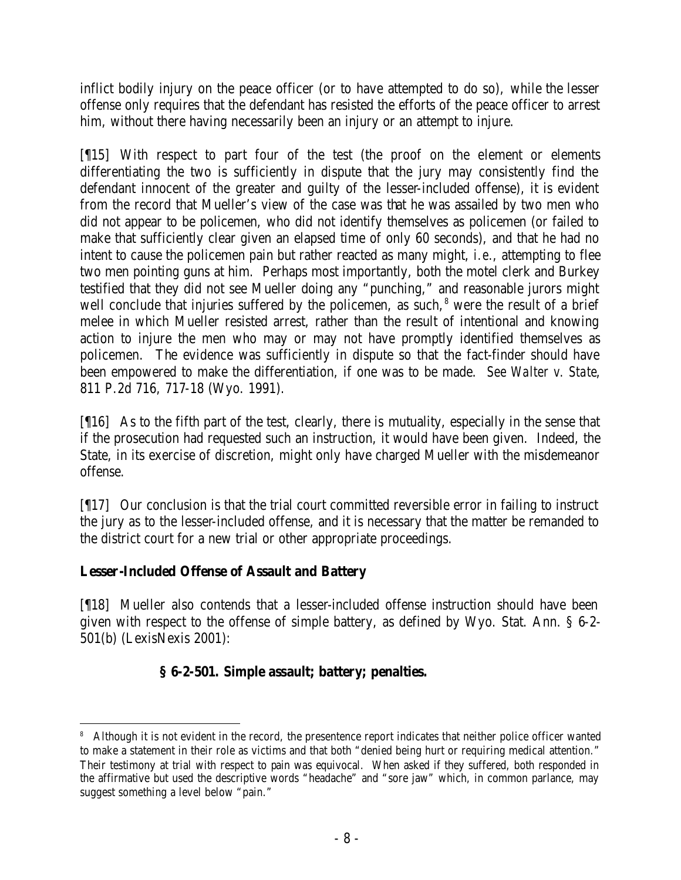inflict bodily injury on the peace officer (or to have attempted to do so), while the lesser offense only requires that the defendant has resisted the efforts of the peace officer to arrest him, without there having necessarily been an injury or an attempt to injure.

[¶15] With respect to part four of the test (the proof on the element or elements differentiating the two is sufficiently in dispute that the jury may consistently find the defendant innocent of the greater and guilty of the lesser-included offense), it is evident from the record that Mueller's view of the case was that he was assailed by two men who did not appear to be policemen, who did not identify themselves as policemen (or failed to make that sufficiently clear given an elapsed time of only 60 seconds), and that he had no intent to cause the policemen pain but rather reacted as many might, *i.e.*, attempting to flee two men pointing guns at him. Perhaps most importantly, both the motel clerk and Burkey testified that they did not see Mueller doing any "punching," and reasonable jurors might well conclude that injuries suffered by the policemen, as such,[8] were the result of a brief melee in which Mueller resisted arrest, rather than the result of intentional and knowing action to injure the men who may or may not have promptly identified themselves as policemen. The evidence was sufficiently in dispute so that the fact-finder should have been empowered to make the differentiation, if one was to be made. *See Walter v. State*, 811 P.2d 716, 717-18 (Wyo. 1991).

[¶16] As to the fifth part of the test, clearly, there is mutuality, especially in the sense that if the prosecution had requested such an instruction, it would have been given. Indeed, the State, in its exercise of discretion, might only have charged Mueller with the misdemeanor offense.

[¶17] Our conclusion is that the trial court committed reversible error in failing to instruct the jury as to the lesser-included offense, and it is necessary that the matter be remanded to the district court for a new trial or other appropriate proceedings.

**Lesser-Included Offense of Assault and Battery**

[¶18] Mueller also contends that a lesser-included offense instruction should have been given with respect to the offense of simple battery, as defined by Wyo. Stat. Ann. § 6-2-501(b) (LexisNexis 2001):

**§ 6-2-501. Simple assault; battery; penalties.**

[8] Although it is not evident in the record, the presentence report indicates that neither police officer wanted to make a statement in their role as victims and that both "denied being hurt or requiring medical attention." Their testimony at trial with respect to pain was equivocal. When asked if they suffered, both responded in the affirmative but used the descriptive words "headache" and "sore jaw" which, in common parlance, may suggest something a level below "pain."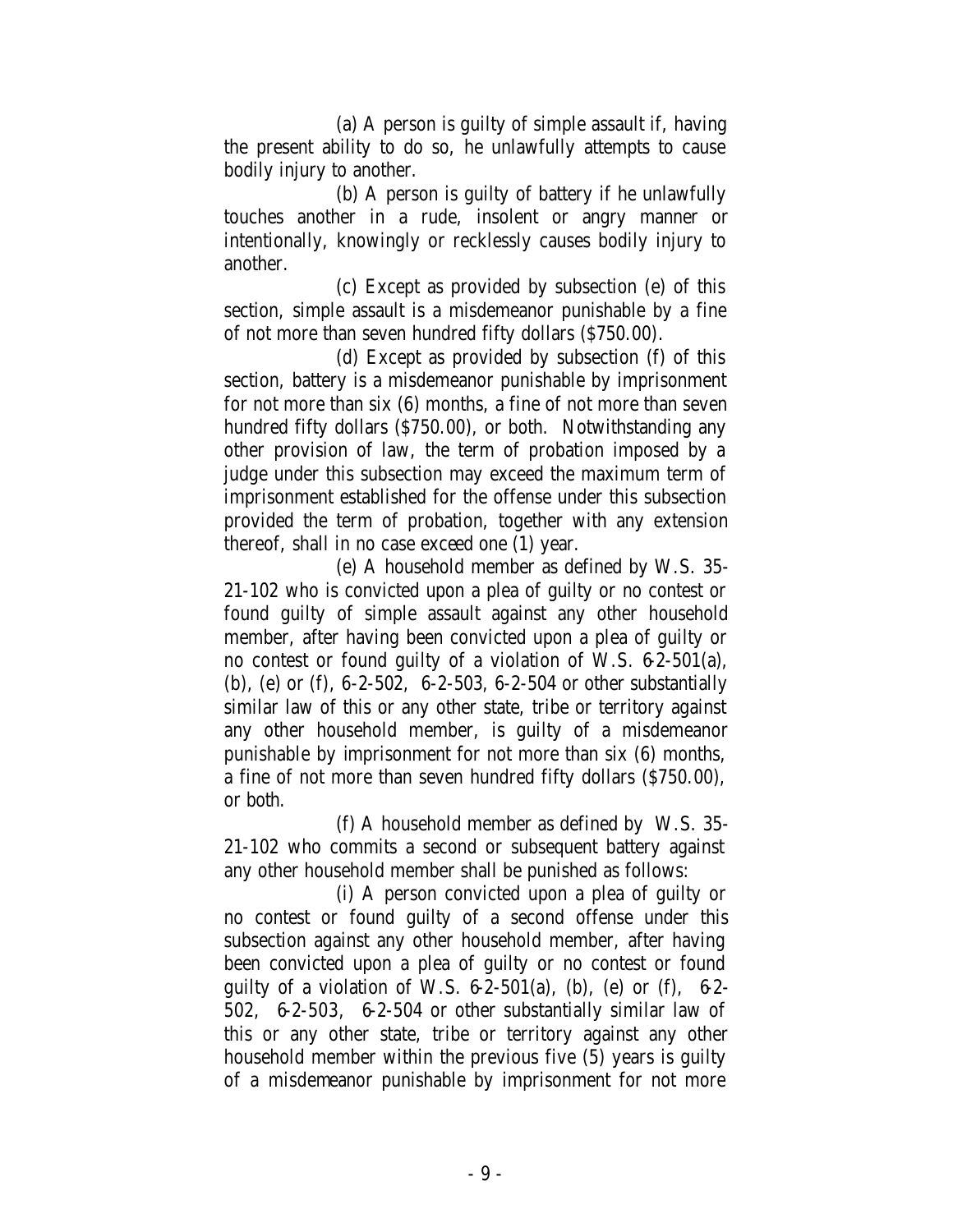(a) A person is guilty of simple assault if, having the present ability to do so, he unlawfully attempts to cause bodily injury to another.

(b) A person is guilty of battery if he unlawfully touches another in a rude, insolent or angry manner or intentionally, knowingly or recklessly causes bodily injury to another.

(c) Except as provided by subsection (e) of this section, simple assault is a misdemeanor punishable by a fine of not more than seven hundred fifty dollars ($750.00).

(d) Except as provided by subsection (f) of this section, battery is a misdemeanor punishable by imprisonment for not more than six (6) months, a fine of not more than seven hundred fifty dollars ($750.00), or both. Notwithstanding any other provision of law, the term of probation imposed by a judge under this subsection may exceed the maximum term of imprisonment established for the offense under this subsection provided the term of probation, together with any extension thereof, shall in no case exceed one (1) year.

(e) A household member as defined by W.S. 35-21-102 who is convicted upon a plea of guilty or no contest or found guilty of simple assault against any other household member, after having been convicted upon a plea of guilty or no contest or found guilty of a violation of W.S. 6-2-501(a), (b), (e) or (f), 6-2-502, 6-2-503, 6-2-504 or other substantially similar law of this or any other state, tribe or territory against any other household member, is guilty of a misdemeanor punishable by imprisonment for not more than six (6) months, a fine of not more than seven hundred fifty dollars ($750.00), or both.

(f) A household member as defined by W.S. 35-21-102 who commits a second or subsequent battery against any other household member shall be punished as follows:

(i) A person convicted upon a plea of guilty or no contest or found guilty of a second offense under this subsection against any other household member, after having been convicted upon a plea of guilty or no contest or found guilty of a violation of W.S. 6-2-501(a), (b), (e) or (f), 6-2-502, 6-2-503, 6-2-504 or other substantially similar law of this or any other state, tribe or territory against any other household member within the previous five (5) years is guilty of a misdemeanor punishable by imprisonment for not more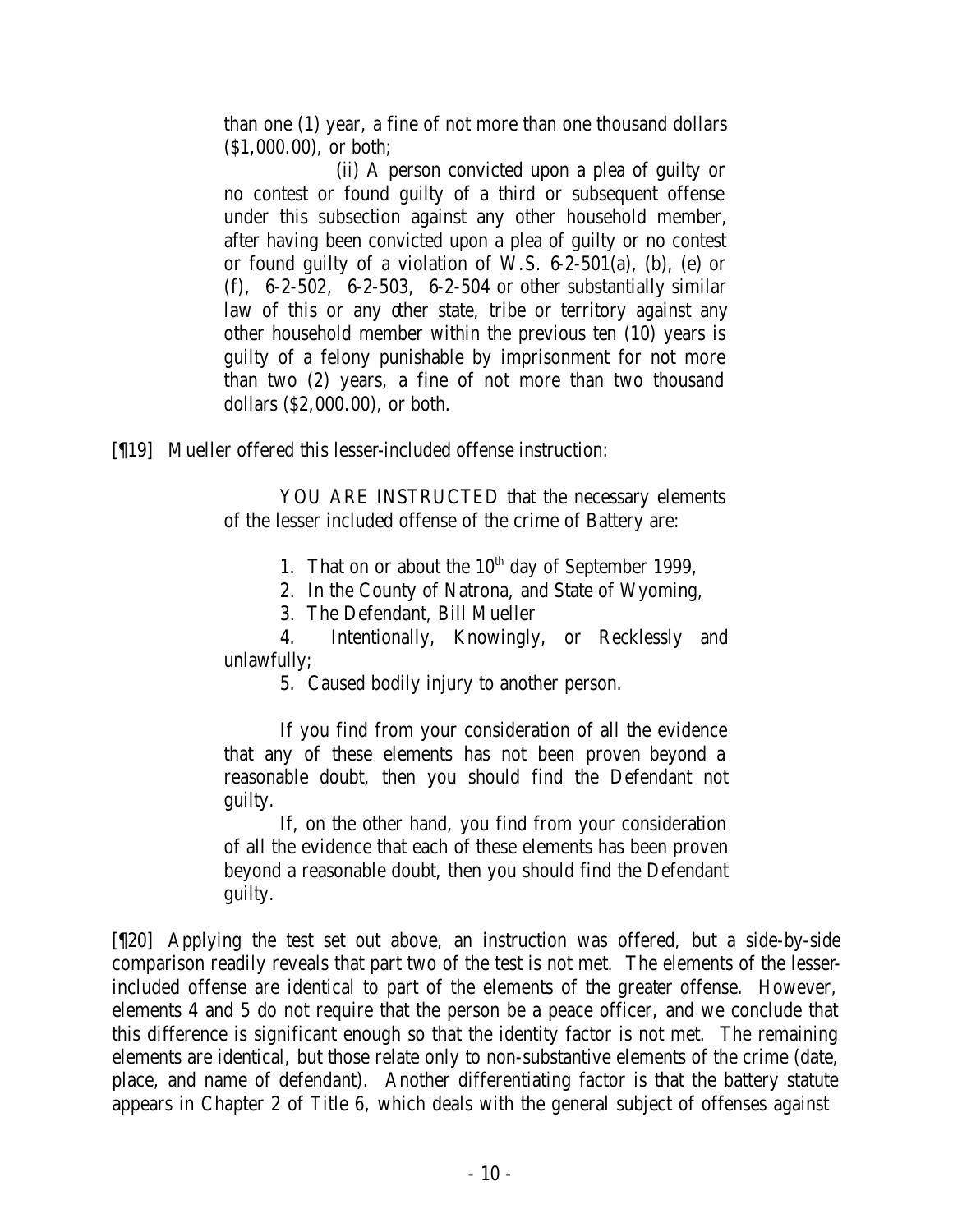than one (1) year, a fine of not more than one thousand dollars ($1,000.00), or both;

> (ii) A person convicted upon a plea of guilty or no contest or found guilty of a third or subsequent offense under this subsection against any other household member, after having been convicted upon a plea of guilty or no contest or found guilty of a violation of W.S. 6-2-501(a), (b), (e) or (f), 6-2-502, 6-2-503, 6-2-504 or other substantially similar law of this or any other state, tribe or territory against any other household member within the previous ten (10) years is guilty of a felony punishable by imprisonment for not more than two (2) years, a fine of not more than two thousand dollars ($2,000.00), or both.

[¶19] Mueller offered this lesser-included offense instruction:

> YOU ARE INSTRUCTED that the necessary elements of the lesser included offense of the crime of Battery are:
>
> 1. That on or about the 10th day of September 1999,
> 2. In the County of Natrona, and State of Wyoming,
> 3. The Defendant, Bill Mueller
> 4. Intentionally, Knowingly, or Recklessly and unlawfully;
> 5. Caused bodily injury to another person.
>
> If you find from your consideration of all the evidence that any of these elements has not been proven beyond a reasonable doubt, then you should find the Defendant not guilty.
>
> If, on the other hand, you find from your consideration of all the evidence that each of these elements has been proven beyond a reasonable doubt, then you should find the Defendant guilty.

[¶20] Applying the test set out above, an instruction was offered, but a side-by-side comparison readily reveals that part two of the test is not met. The elements of the lesser-included offense are identical to part of the elements of the greater offense. However, elements 4 and 5 do not require that the person be a peace officer, and we conclude that this difference is significant enough so that the identity factor is not met. The remaining elements are identical, but those relate only to non-substantive elements of the crime (date, place, and name of defendant). Another differentiating factor is that the battery statute appears in Chapter 2 of Title 6, which deals with the general subject of offenses against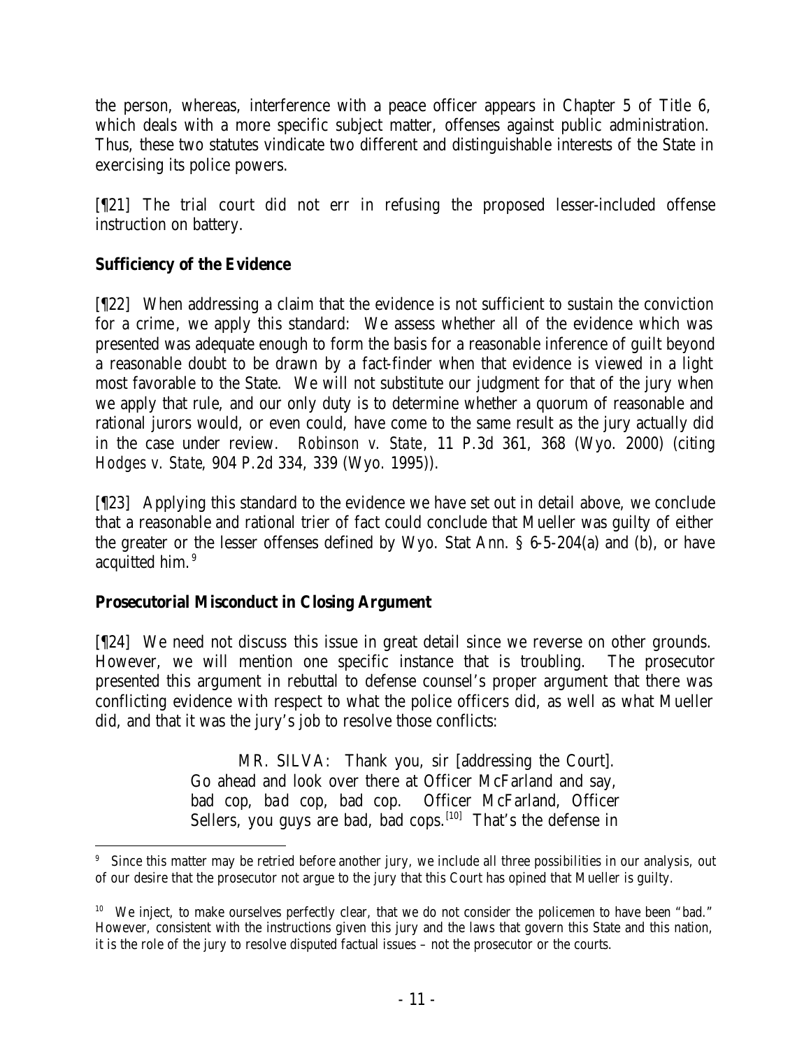the person, whereas, interference with a peace officer appears in Chapter 5 of Title 6, which deals with a more specific subject matter, offenses against public administration. Thus, these two statutes vindicate two different and distinguishable interests of the State in exercising its police powers.

[¶21] The trial court did not err in refusing the proposed lesser-included offense instruction on battery.

## Sufficiency of the Evidence

[¶22] When addressing a claim that the evidence is not sufficient to sustain the conviction for a crime, we apply this standard: We assess whether all of the evidence which was presented was adequate enough to form the basis for a reasonable inference of guilt beyond a reasonable doubt to be drawn by a fact-finder when that evidence is viewed in a light most favorable to the State. We will not substitute our judgment for that of the jury when we apply that rule, and our only duty is to determine whether a quorum of reasonable and rational jurors would, or even could, have come to the same result as the jury actually did in the case under review. *Robinson v. State*, 11 P.3d 361, 368 (Wyo. 2000) (citing *Hodges v. State*, 904 P.2d 334, 339 (Wyo. 1995)).

[¶23] Applying this standard to the evidence we have set out in detail above, we conclude that a reasonable and rational trier of fact could conclude that Mueller was guilty of either the greater or the lesser offenses defined by Wyo. Stat Ann. § 6-5-204(a) and (b), or have acquitted him.[9]

## Prosecutorial Misconduct in Closing Argument

[¶24] We need not discuss this issue in great detail since we reverse on other grounds. However, we will mention one specific instance that is troubling. The prosecutor presented this argument in rebuttal to defense counsel's proper argument that there was conflicting evidence with respect to what the police officers did, as well as what Mueller did, and that it was the jury's job to resolve those conflicts:

> MR. SILVA: Thank you, sir [addressing the Court]. Go ahead and look over there at Officer McFarland and say, bad cop, bad cop, bad cop. Officer McFarland, Officer Sellers, you guys are bad, bad cops.[10] That's the defense in

---

[9] Since this matter may be retried before another jury, we include all three possibilities in our analysis, out of our desire that the prosecutor not argue to the jury that this Court has opined that Mueller is guilty.

[10] We inject, to make ourselves perfectly clear, that we do not consider the policemen to have been "bad." However, consistent with the instructions given this jury and the laws that govern this State and this nation, it is the role of the jury to resolve disputed factual issues – not the prosecutor or the courts.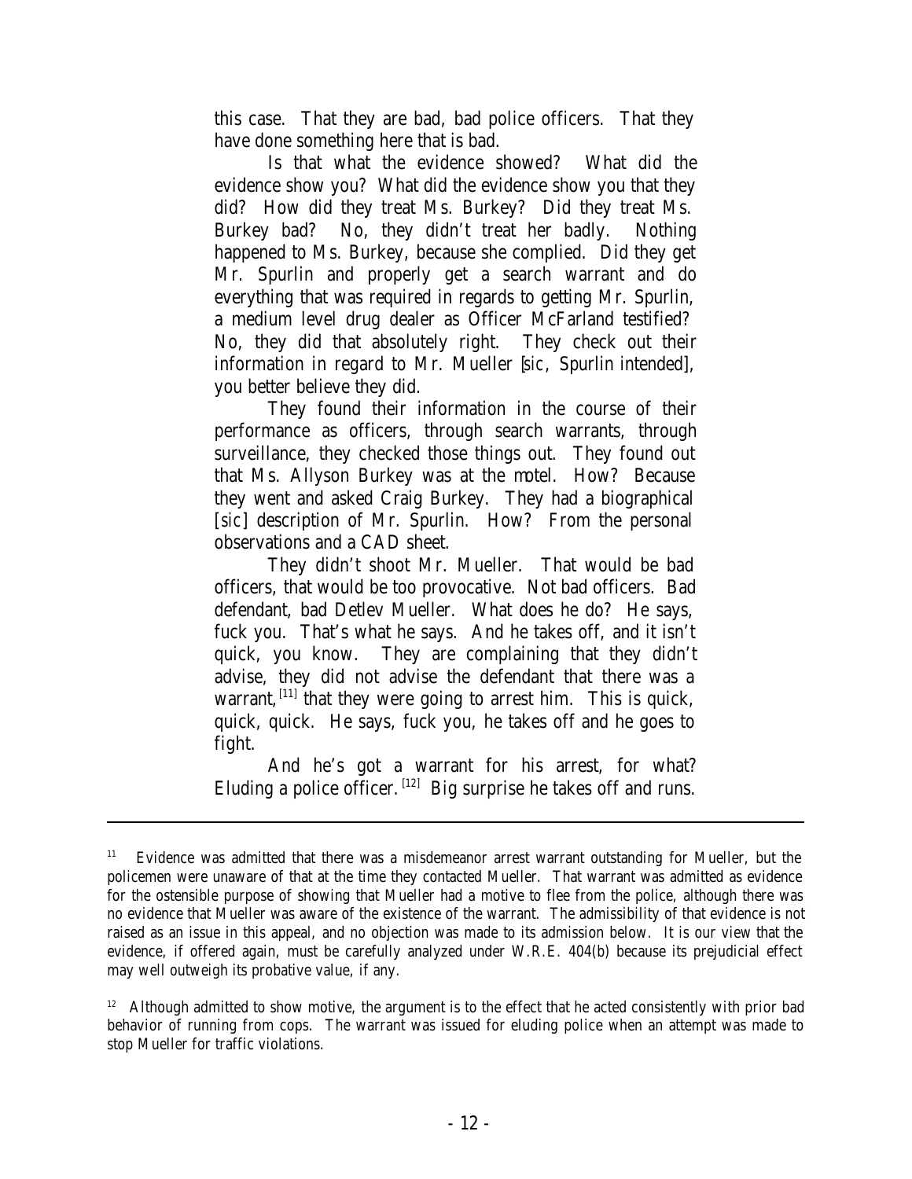this case. That they are bad, bad police officers. That they have done something here that is bad.

Is that what the evidence showed? What did the evidence show you? What did the evidence show you that they did? How did they treat Ms. Burkey? Did they treat Ms. Burkey bad? No, they didn't treat her badly. Nothing happened to Ms. Burkey, because she complied. Did they get Mr. Spurlin and properly get a search warrant and do everything that was required in regards to getting Mr. Spurlin, a medium level drug dealer as Officer McFarland testified? No, they did that absolutely right. They check out their information in regard to Mr. Mueller [*sic*, Spurlin intended], you better believe they did.

They found their information in the course of their performance as officers, through search warrants, through surveillance, they checked those things out. They found out that Ms. Allyson Burkey was at the motel. How? Because they went and asked Craig Burkey. They had a biographical [*sic*] description of Mr. Spurlin. How? From the personal observations and a CAD sheet.

They didn't shoot Mr. Mueller. That would be bad officers, that would be too provocative. Not bad officers. Bad defendant, bad Detlev Mueller. What does he do? He says, fuck you. That's what he says. And he takes off, and it isn't quick, you know. They are complaining that they didn't advise, they did not advise the defendant that there was a warrant,[11] that they were going to arrest him. This is quick, quick, quick. He says, fuck you, he takes off and he goes to fight.

And he's got a warrant for his arrest, for what? Eluding a police officer.[12] Big surprise he takes off and runs.

---

[11] Evidence was admitted that there was a misdemeanor arrest warrant outstanding for Mueller, but the policemen were unaware of that at the time they contacted Mueller. That warrant was admitted as evidence for the ostensible purpose of showing that Mueller had a motive to flee from the police, although there was no evidence that Mueller was aware of the existence of the warrant. The admissibility of that evidence is not raised as an issue in this appeal, and no objection was made to its admission below. It is our view that the evidence, if offered again, must be carefully analyzed under W.R.E. 404(b) because its prejudicial effect may well outweigh its probative value, if any.

[12] Although admitted to show motive, the argument is to the effect that he acted consistently with prior bad behavior of running from cops. The warrant was issued for eluding police when an attempt was made to stop Mueller for traffic violations.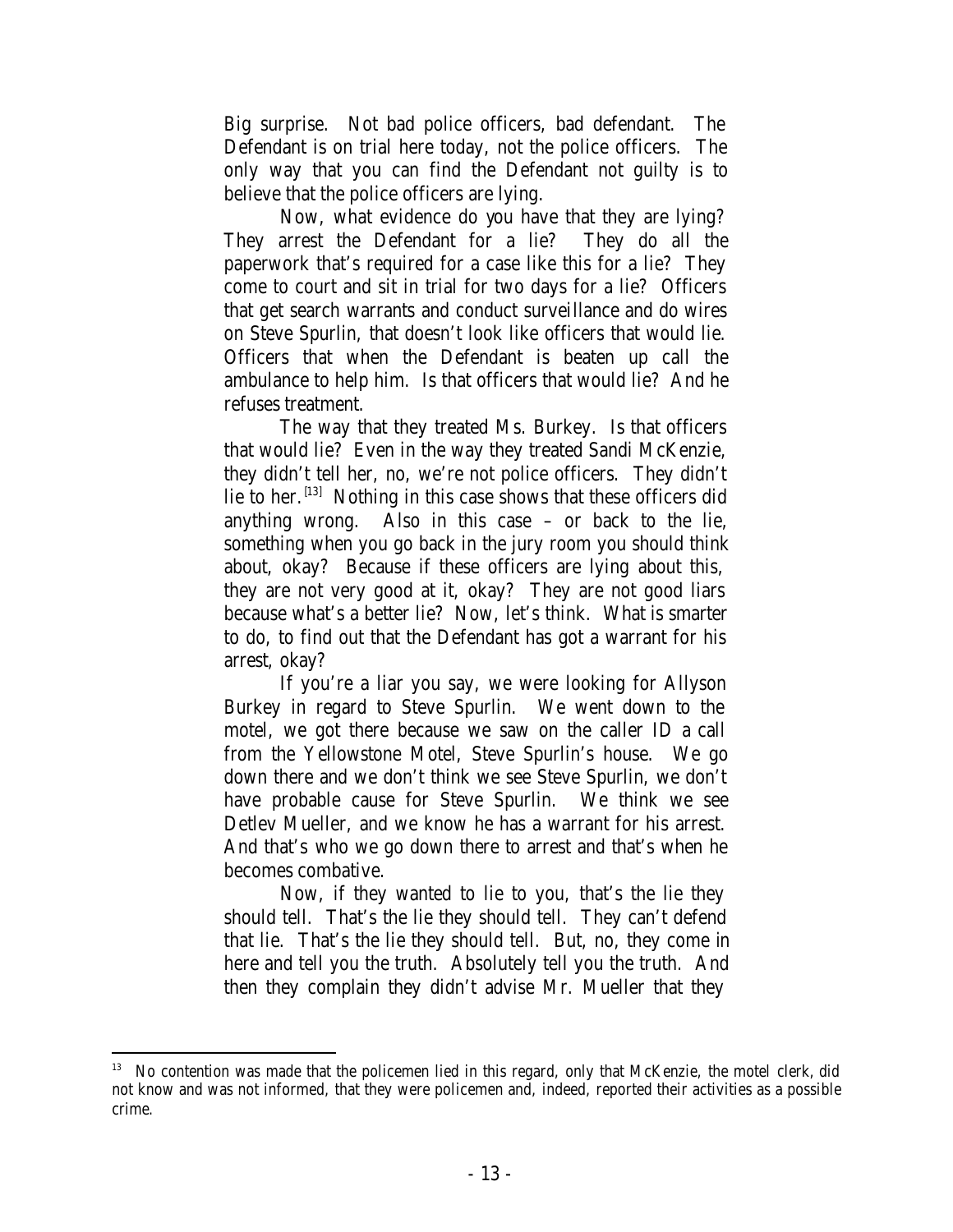Big surprise. Not bad police officers, bad defendant. The Defendant is on trial here today, not the police officers. The only way that you can find the Defendant not guilty is to believe that the police officers are lying.

Now, what evidence do you have that they are lying? They arrest the Defendant for a lie? They do all the paperwork that's required for a case like this for a lie? They come to court and sit in trial for two days for a lie? Officers that get search warrants and conduct surveillance and do wires on Steve Spurlin, that doesn't look like officers that would lie. Officers that when the Defendant is beaten up call the ambulance to help him. Is that officers that would lie? And he refuses treatment.

The way that they treated Ms. Burkey. Is that officers that would lie? Even in the way they treated Sandi McKenzie, they didn't tell her, no, we're not police officers. They didn't lie to her.[13] Nothing in this case shows that these officers did anything wrong. Also in this case – or back to the lie, something when you go back in the jury room you should think about, okay? Because if these officers are lying about this, they are not very good at it, okay? They are not good liars because what's a better lie? Now, let's think. What is smarter to do, to find out that the Defendant has got a warrant for his arrest, okay?

If you're a liar you say, we were looking for Allyson Burkey in regard to Steve Spurlin. We went down to the motel, we got there because we saw on the caller ID a call from the Yellowstone Motel, Steve Spurlin's house. We go down there and we don't think we see Steve Spurlin, we don't have probable cause for Steve Spurlin. We think we see Detlev Mueller, and we know he has a warrant for his arrest. And that's who we go down there to arrest and that's when he becomes combative.

Now, if they wanted to lie to you, that's the lie they should tell. That's the lie they should tell. They can't defend that lie. That's the lie they should tell. But, no, they come in here and tell you the truth. Absolutely tell you the truth. And then they complain they didn't advise Mr. Mueller that they

---

[13] No contention was made that the policemen lied in this regard, only that McKenzie, the motel clerk, did not know and was not informed, that they were policemen and, indeed, reported their activities as a possible crime.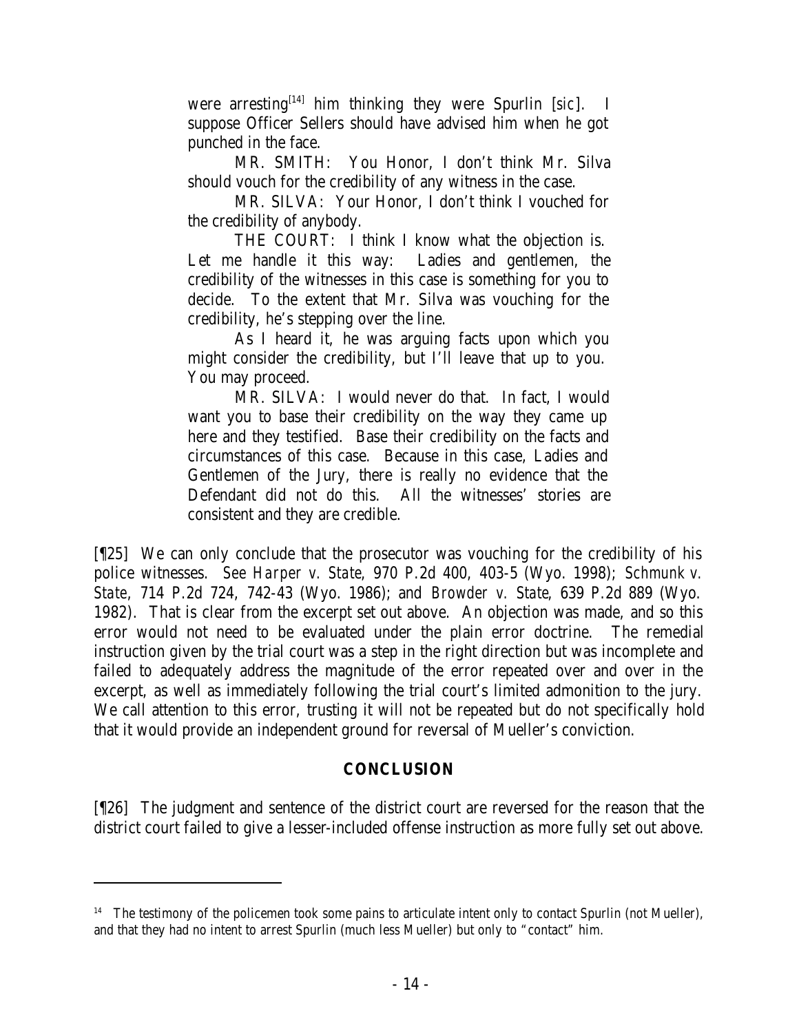were arresting[14] him thinking they were Spurlin [*sic*]. I suppose Officer Sellers should have advised him when he got punched in the face.

MR. SMITH: You Honor, I don't think Mr. Silva should vouch for the credibility of any witness in the case.

MR. SILVA: Your Honor, I don't think I vouched for the credibility of anybody.

THE COURT: I think I know what the objection is. Let me handle it this way: Ladies and gentlemen, the credibility of the witnesses in this case is something for you to decide. To the extent that Mr. Silva was vouching for the credibility, he's stepping over the line.

As I heard it, he was arguing facts upon which you might consider the credibility, but I'll leave that up to you. You may proceed.

MR. SILVA: I would never do that. In fact, I would want you to base their credibility on the way they came up here and they testified. Base their credibility on the facts and circumstances of this case. Because in this case, Ladies and Gentlemen of the Jury, there is really no evidence that the Defendant did not do this. All the witnesses' stories are consistent and they are credible.

[¶25] We can only conclude that the prosecutor was vouching for the credibility of his police witnesses. *See Harper v. State*, 970 P.2d 400, 403-5 (Wyo. 1998); *Schmunk v. State*, 714 P.2d 724, 742-43 (Wyo. 1986); and *Browder v. State*, 639 P.2d 889 (Wyo. 1982). That is clear from the excerpt set out above. An objection was made, and so this error would not need to be evaluated under the plain error doctrine. The remedial instruction given by the trial court was a step in the right direction but was incomplete and failed to adequately address the magnitude of the error repeated over and over in the excerpt, as well as immediately following the trial court's limited admonition to the jury. We call attention to this error, trusting it will not be repeated but do not specifically hold that it would provide an independent ground for reversal of Mueller's conviction.

## CONCLUSION

[¶26] The judgment and sentence of the district court are reversed for the reason that the district court failed to give a lesser-included offense instruction as more fully set out above.

---

[14] The testimony of the policemen took some pains to articulate intent only to contact Spurlin (not Mueller), and that they had no intent to arrest Spurlin (much less Mueller) but only to "contact" him.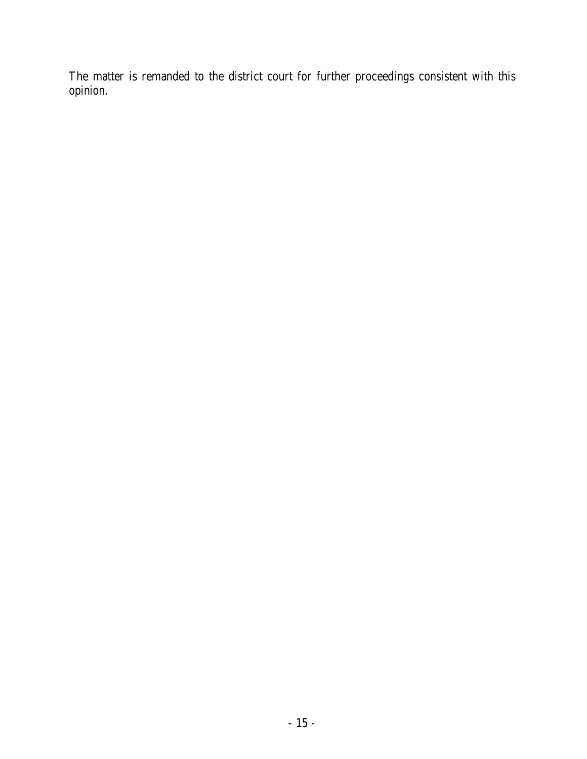The matter is remanded to the district court for further proceedings consistent with this opinion.